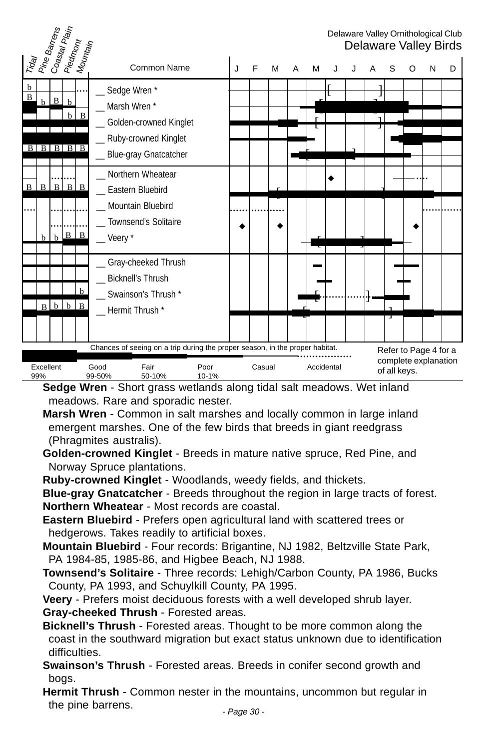Delaware Valley Ornithological Club

# Delaware Valley Birds

| Tidal | Pine Barrens | Coastal Plain | Piedmont | Mountain | Common Name |
|---|---|---|---|---|---|
| b | | | | | __ Sedge Wren * |
| B | b | B | b | | __ Marsh Wren * |
| | | | b | B | __ Golden-crowned Kinglet |
| | | | | | __ Ruby-crowned Kinglet |
| B | B | B | B | B | __ Blue-gray Gnatcatcher |
| | | | | | __ Northern Wheatear |
| B | B | B | B | B | __ Eastern Bluebird |
| | | | | | __ Mountain Bluebird |
| | | | | | __ Townsend's Solitaire |
| | b | b | B | B | __ Veery * |
| | | | | | __ Gray-cheeked Thrush |
| | | | | | __ Bicknell's Thrush |
| | | | | b | __ Swainson's Thrush * |
| | B | b | b | B | __ Hermit Thrush * |

Chances of seeing on a trip during the proper season, in the proper habitat.

Excellent 99% | Good 99-50% | Fair 50-10% | Poor 10-1% | Casual | Accidental

Refer to Page 4 for a complete explanation of all keys.

**Sedge Wren** - Short grass wetlands along tidal salt meadows. Wet inland meadows. Rare and sporadic nester.

**Marsh Wren** - Common in salt marshes and locally common in large inland emergent marshes. One of the few birds that breeds in giant reedgrass (Phragmites australis).

**Golden-crowned Kinglet** - Breeds in mature native spruce, Red Pine, and Norway Spruce plantations.

**Ruby-crowned Kinglet** - Woodlands, weedy fields, and thickets.

**Blue-gray Gnatcatcher** - Breeds throughout the region in large tracts of forest.

**Northern Wheatear** - Most records are coastal.

**Eastern Bluebird** - Prefers open agricultural land with scattered trees or hedgerows. Takes readily to artificial boxes.

**Mountain Bluebird** - Four records: Brigantine, NJ 1982, Beltzville State Park, PA 1984-85, 1985-86, and Higbee Beach, NJ 1988.

**Townsend's Solitaire** - Three records: Lehigh/Carbon County, PA 1986, Bucks County, PA 1993, and Schuylkill County, PA 1995.

**Veery** - Prefers moist deciduous forests with a well developed shrub layer.

**Gray-cheeked Thrush** - Forested areas.

**Bicknell's Thrush** - Forested areas. Thought to be more common along the coast in the southward migration but exact status unknown due to identification difficulties.

**Swainson's Thrush** - Forested areas. Breeds in conifer second growth and bogs.

**Hermit Thrush** - Common nester in the mountains, uncommon but regular in the pine barrens.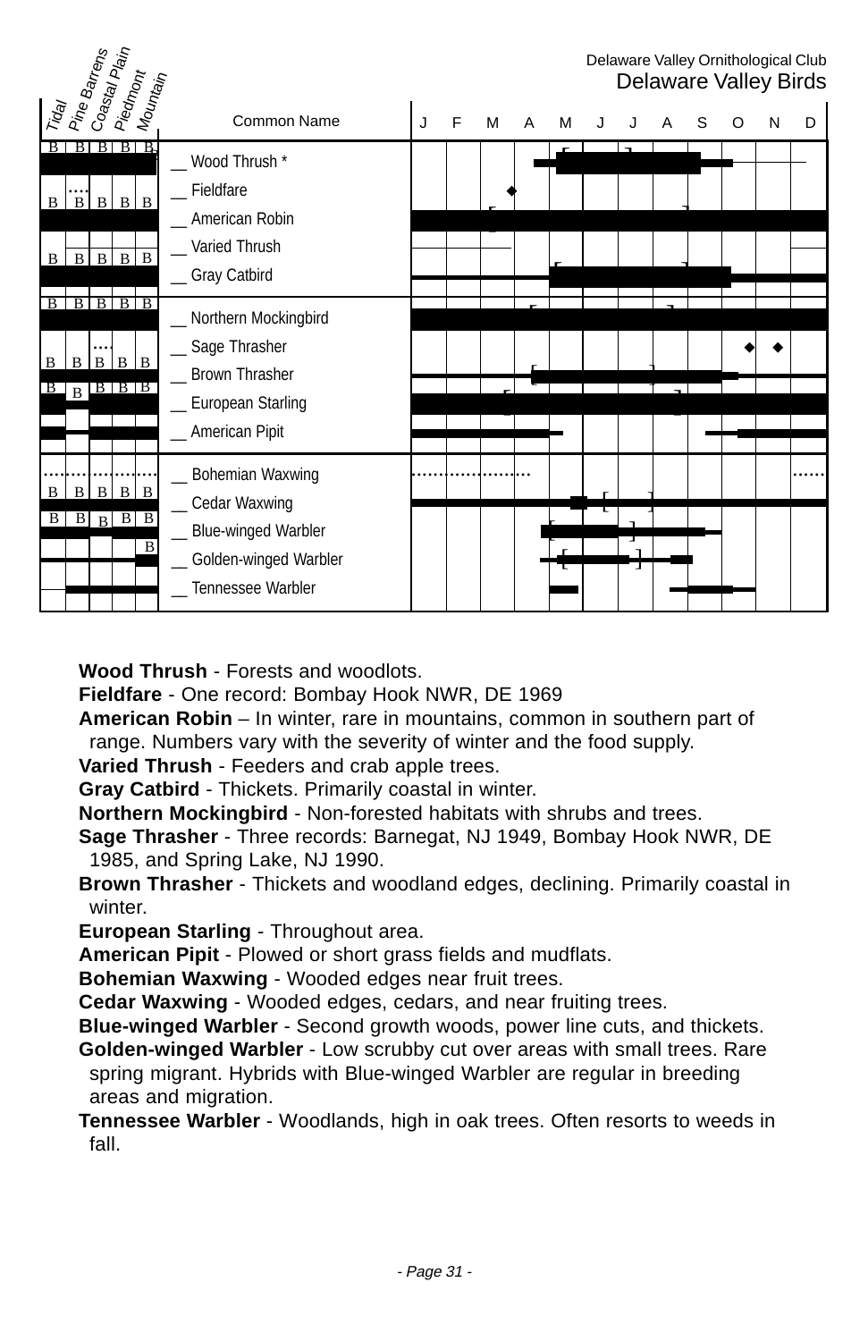Delaware Valley Ornithological Club

Delaware Valley Birds

| Tidal | Pine Barrens | Coastal Plain | Piedmont | Mountain | Common Name |
|---|---|---|---|---|---|
| B | B | B | B | B | __ Wood Thrush * |
| | | | | | __ Fieldfare |
| B | B | B | B | B | __ American Robin |
| | | | | | __ Varied Thrush |
| B | B | B | B | B | __ Gray Catbird |
| B | B | B | B | B | __ Northern Mockingbird |
| | | | | | __ Sage Thrasher |
| B | B | B | B | B | __ Brown Thrasher |
| B | B | B | B | B | __ European Starling |
| | | | | | __ American Pipit |
| | | | | | __ Bohemian Waxwing |
| B | B | B | B | B | __ Cedar Waxwing |
| B | B | B | B | B | __ Blue-winged Warbler |
| | | | | B | __ Golden-winged Warbler |
| | | | | | __ Tennessee Warbler |

**Wood Thrush** - Forests and woodlots.

**Fieldfare** - One record: Bombay Hook NWR, DE 1969

**American Robin** – In winter, rare in mountains, common in southern part of range. Numbers vary with the severity of winter and the food supply.

**Varied Thrush** - Feeders and crab apple trees.

**Gray Catbird** - Thickets. Primarily coastal in winter.

**Northern Mockingbird** - Non-forested habitats with shrubs and trees.

**Sage Thrasher** - Three records: Barnegat, NJ 1949, Bombay Hook NWR, DE 1985, and Spring Lake, NJ 1990.

**Brown Thrasher** - Thickets and woodland edges, declining. Primarily coastal in winter.

**European Starling** - Throughout area.

**American Pipit** - Plowed or short grass fields and mudflats.

**Bohemian Waxwing** - Wooded edges near fruit trees.

**Cedar Waxwing** - Wooded edges, cedars, and near fruiting trees.

**Blue-winged Warbler** - Second growth woods, power line cuts, and thickets.

**Golden-winged Warbler** - Low scrubby cut over areas with small trees. Rare spring migrant. Hybrids with Blue-winged Warbler are regular in breeding areas and migration.

**Tennessee Warbler** - Woodlands, high in oak trees. Often resorts to weeds in fall.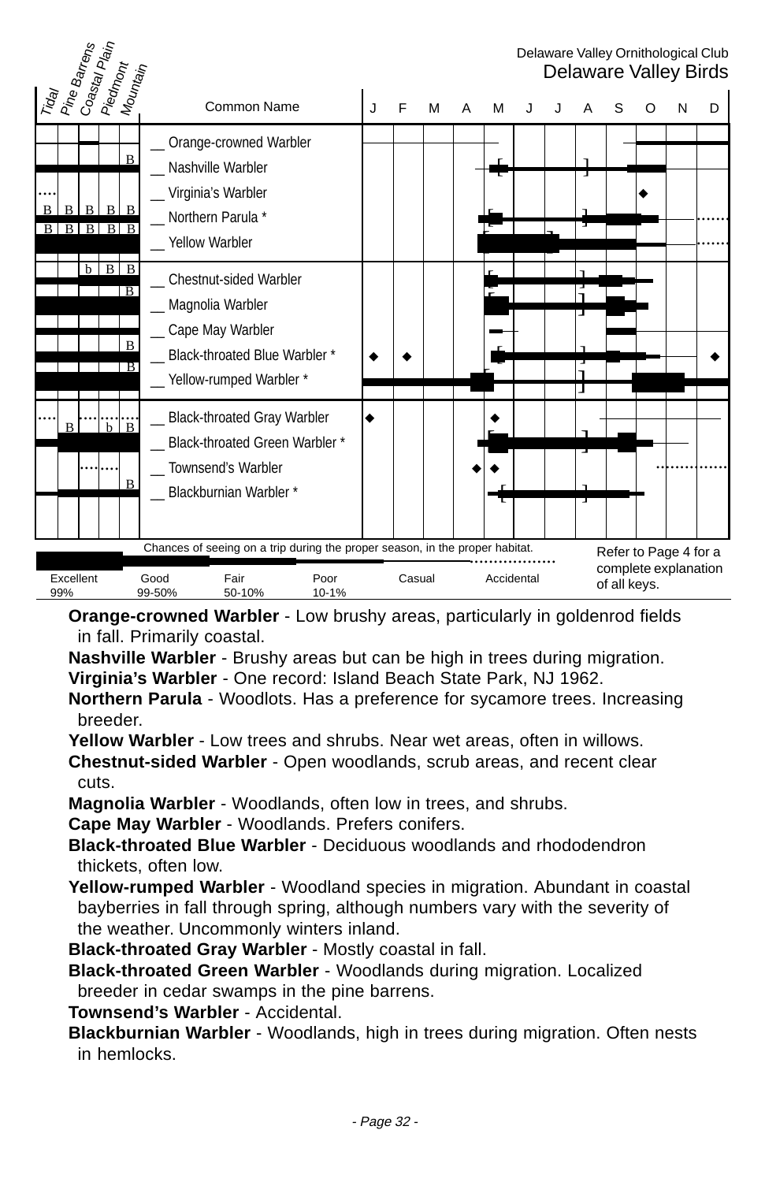Delaware Valley Ornithological Club
Delaware Valley Birds

| Tidal | Pine Barrens | Coastal Plain | Piedmont | Mountain | Common Name |
|---|---|---|---|---|---|
| | | | | | __ Orange-crowned Warbler |
| | | | | B | __ Nashville Warbler |
| | | | | | __ Virginia's Warbler |
| B | B | B | B | B | __ Northern Parula * |
| B | B | B | B | B | __ Yellow Warbler |
| | | b | B | B | __ Chestnut-sided Warbler |
| | | | | B | __ Magnolia Warbler |
| | | | | | __ Cape May Warbler |
| | | | | B | __ Black-throated Blue Warbler * |
| | | | | B | __ Yellow-rumped Warbler * |
| | | | | | __ Black-throated Gray Warbler |
| | B | | b | B | __ Black-throated Green Warbler * |
| | | | | | __ Townsend's Warbler |
| | | | | B | __ Blackburnian Warbler * |

Chances of seeing on a trip during the proper season, in the proper habitat.

| Excellent | Good | Fair | Poor | Casual | Accidental |
|---|---|---|---|---|---|
| 99% | 99-50% | 50-10% | 10-1% | | |

Refer to Page 4 for a complete explanation of all keys.

**Orange-crowned Warbler** - Low brushy areas, particularly in goldenrod fields in fall. Primarily coastal.

**Nashville Warbler** - Brushy areas but can be high in trees during migration.

**Virginia's Warbler** - One record: Island Beach State Park, NJ 1962.

**Northern Parula** - Woodlots. Has a preference for sycamore trees. Increasing breeder.

**Yellow Warbler** - Low trees and shrubs. Near wet areas, often in willows.

**Chestnut-sided Warbler** - Open woodlands, scrub areas, and recent clear cuts.

**Magnolia Warbler** - Woodlands, often low in trees, and shrubs.

**Cape May Warbler** - Woodlands. Prefers conifers.

**Black-throated Blue Warbler** - Deciduous woodlands and rhododendron thickets, often low.

**Yellow-rumped Warbler** - Woodland species in migration. Abundant in coastal bayberries in fall through spring, although numbers vary with the severity of the weather. Uncommonly winters inland.

**Black-throated Gray Warbler** - Mostly coastal in fall.

**Black-throated Green Warbler** - Woodlands during migration. Localized breeder in cedar swamps in the pine barrens.

**Townsend's Warbler** - Accidental.

**Blackburnian Warbler** - Woodlands, high in trees during migration. Often nests in hemlocks.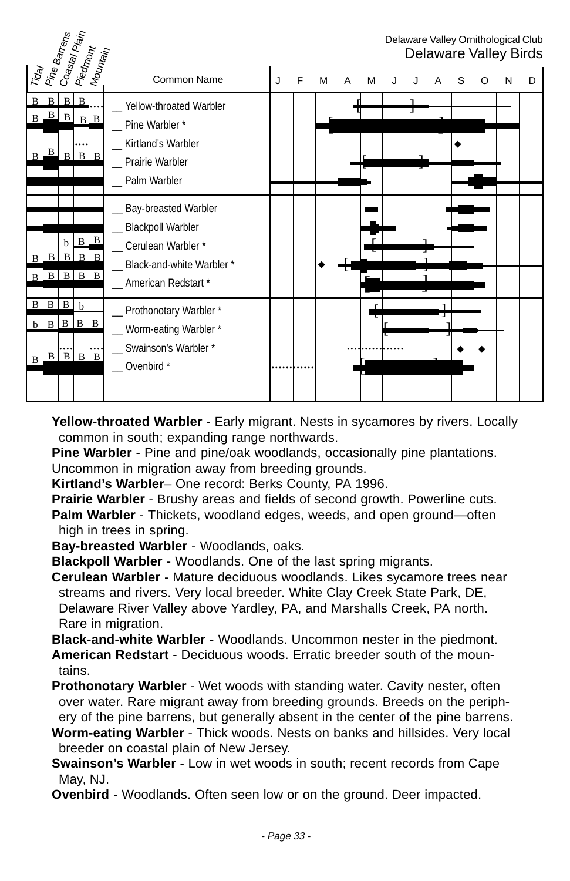Delaware Valley Ornithological Club
Delaware Valley Birds

| Tidal | Pine Barrens | Coastal Plain | Piedmont | Mountain | Common Name |
|---|---|---|---|---|---|
| B | B | B | B | .... | __ Yellow-throated Warbler |
| B | B | B | B | B | __ Pine Warbler * |
| | | | .... | | __ Kirtland's Warbler |
| B | B | B | B | B | __ Prairie Warbler |
| | | | | | __ Palm Warbler |
| | | | | | __ Bay-breasted Warbler |
| | | | | | __ Blackpoll Warbler |
| | | b | B | B | __ Cerulean Warbler * |
| B | B | B | B | B | __ Black-and-white Warbler * |
| B | B | B | B | B | __ American Redstart * |
| B | B | B | b | | __ Prothonotary Warbler * |
| b | B | B | B | B | __ Worm-eating Warbler * |
| | | .... | | .... | __ Swainson's Warbler * |
| B | B | B | B | B | __ Ovenbird * |

**Yellow-throated Warbler** - Early migrant. Nests in sycamores by rivers. Locally common in south; expanding range northwards.

**Pine Warbler** - Pine and pine/oak woodlands, occasionally pine plantations. Uncommon in migration away from breeding grounds.

**Kirtland's Warbler**– One record: Berks County, PA 1996.

**Prairie Warbler** - Brushy areas and fields of second growth. Powerline cuts.

**Palm Warbler** - Thickets, woodland edges, weeds, and open ground—often high in trees in spring.

**Bay-breasted Warbler** - Woodlands, oaks.

**Blackpoll Warbler** - Woodlands. One of the last spring migrants.

**Cerulean Warbler** - Mature deciduous woodlands. Likes sycamore trees near streams and rivers. Very local breeder. White Clay Creek State Park, DE, Delaware River Valley above Yardley, PA, and Marshalls Creek, PA north. Rare in migration.

**Black-and-white Warbler** - Woodlands. Uncommon nester in the piedmont.

**American Redstart** - Deciduous woods. Erratic breeder south of the mountains.

**Prothonotary Warbler** - Wet woods with standing water. Cavity nester, often over water. Rare migrant away from breeding grounds. Breeds on the periphery of the pine barrens, but generally absent in the center of the pine barrens.

**Worm-eating Warbler** - Thick woods. Nests on banks and hillsides. Very local breeder on coastal plain of New Jersey.

**Swainson's Warbler** - Low in wet woods in south; recent records from Cape May, NJ.

**Ovenbird** - Woodlands. Often seen low or on the ground. Deer impacted.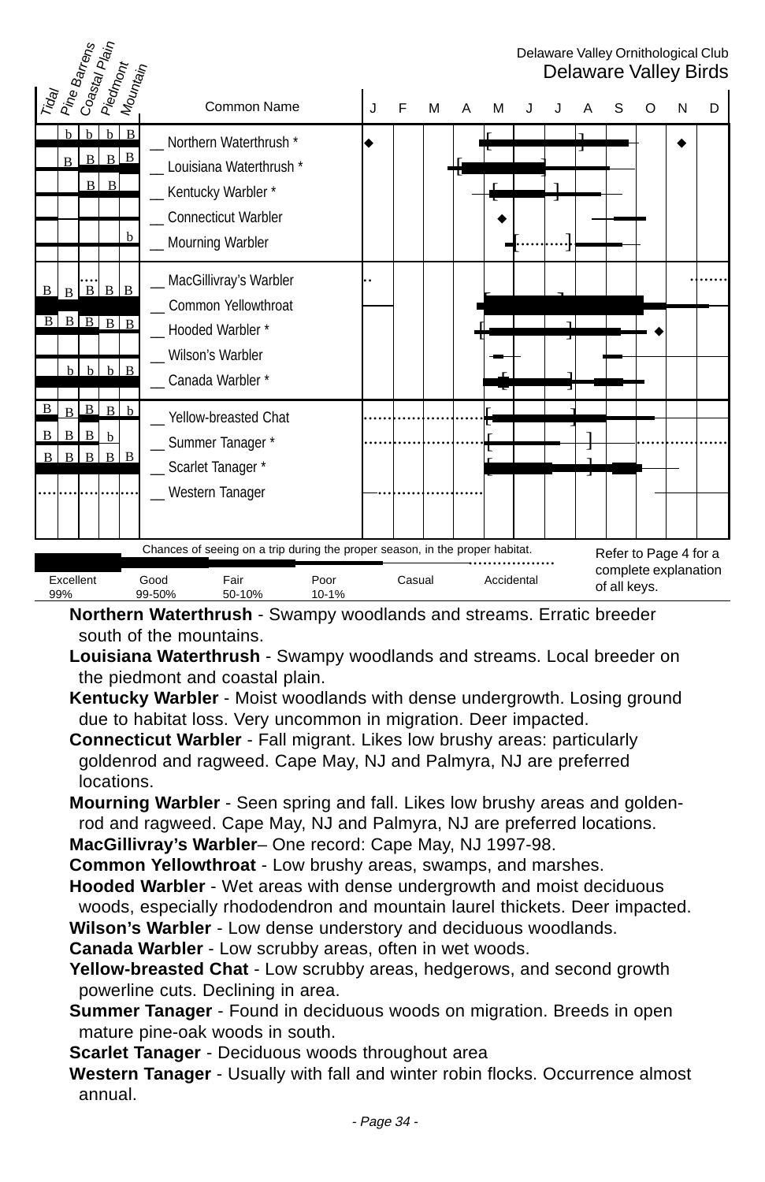Delaware Valley Ornithological Club
## Delaware Valley Birds

| Tidal | Pine Barrens | Coastal Plain | Piedmont | Mountain | Common Name | J | F | M | A | M | J | J | A | S | O | N | D |
|---|---|---|---|---|---|---|---|---|---|---|---|---|---|---|---|---|---|
| | b | b | b | B | __ Northern Waterthrush * | | | | | | | | | | | | |
| | B | B | B | B | __ Louisiana Waterthrush * | | | | | | | | | | | | |
| | | B | B | | __ Kentucky Warbler * | | | | | | | | | | | | |
| | | | | | __ Connecticut Warbler | | | | | | | | | | | | |
| | | | | b | __ Mourning Warbler | | | | | | | | | | | | |
| B | B | B | B | B | __ MacGillivray's Warbler | | | | | | | | | | | | |
| B | B | B | B | B | __ Common Yellowthroat | | | | | | | | | | | | |
| | | | | | __ Hooded Warbler * | | | | | | | | | | | | |
| | b | b | b | B | __ Wilson's Warbler | | | | | | | | | | | | |
| | | | | | __ Canada Warbler * | | | | | | | | | | | | |
| B | B | B | B | b | __ Yellow-breasted Chat | | | | | | | | | | | | |
| B | B | B | b | | __ Summer Tanager * | | | | | | | | | | | | |
| B | B | B | B | B | __ Scarlet Tanager * | | | | | | | | | | | | |
| | | | | | __ Western Tanager | | | | | | | | | | | | |

Chances of seeing on a trip during the proper season, in the proper habitat.

Excellent 99% | Good 99-50% | Fair 50-10% | Poor 10-1% | Casual | Accidental

Refer to Page 4 for a complete explanation of all keys.

**Northern Waterthrush** - Swampy woodlands and streams. Erratic breeder south of the mountains.

**Louisiana Waterthrush** - Swampy woodlands and streams. Local breeder on the piedmont and coastal plain.

**Kentucky Warbler** - Moist woodlands with dense undergrowth. Losing ground due to habitat loss. Very uncommon in migration. Deer impacted.

**Connecticut Warbler** - Fall migrant. Likes low brushy areas: particularly goldenrod and ragweed. Cape May, NJ and Palmyra, NJ are preferred locations.

**Mourning Warbler** - Seen spring and fall. Likes low brushy areas and goldenrod and ragweed. Cape May, NJ and Palmyra, NJ are preferred locations.

**MacGillivray's Warbler**– One record: Cape May, NJ 1997-98.

**Common Yellowthroat** - Low brushy areas, swamps, and marshes.

**Hooded Warbler** - Wet areas with dense undergrowth and moist deciduous woods, especially rhododendron and mountain laurel thickets. Deer impacted.

**Wilson's Warbler** - Low dense understory and deciduous woodlands.

**Canada Warbler** - Low scrubby areas, often in wet woods.

**Yellow-breasted Chat** - Low scrubby areas, hedgerows, and second growth powerline cuts. Declining in area.

**Summer Tanager** - Found in deciduous woods on migration. Breeds in open mature pine-oak woods in south.

**Scarlet Tanager** - Deciduous woods throughout area

**Western Tanager** - Usually with fall and winter robin flocks. Occurrence almost annual.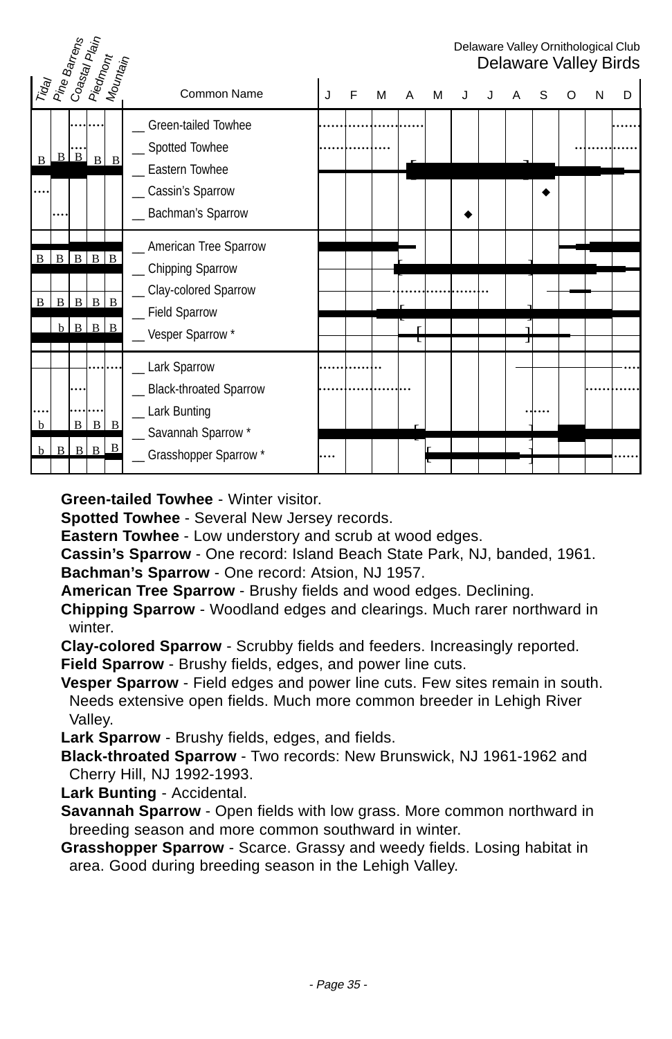Delaware Valley Ornithological Club
Delaware Valley Birds

| Tidal | Pine Barrens | Coastal Plain | Piedmont | Mountain | Common Name |
|---|---|---|---|---|---|
| | | | | | __ Green-tailed Towhee |
| | | | | | __ Spotted Towhee |
| B | B | B | B | B | __ Eastern Towhee |
| | | | | | __ Cassin's Sparrow |
| | | | | | __ Bachman's Sparrow |
| | | | | | __ American Tree Sparrow |
| B | B | B | B | B | __ Chipping Sparrow |
| | | | | | __ Clay-colored Sparrow |
| B | B | B | B | B | __ Field Sparrow |
| | b | B | B | B | __ Vesper Sparrow * |
| | | | | | __ Lark Sparrow |
| | | | | | __ Black-throated Sparrow |
| | | | | | __ Lark Bunting |
| b | | B | B | B | __ Savannah Sparrow * |
| b | B | B | B | B | __ Grasshopper Sparrow * |

**Green-tailed Towhee** - Winter visitor.
**Spotted Towhee** - Several New Jersey records.
**Eastern Towhee** - Low understory and scrub at wood edges.
**Cassin's Sparrow** - One record: Island Beach State Park, NJ, banded, 1961.
**Bachman's Sparrow** - One record: Atsion, NJ 1957.
**American Tree Sparrow** - Brushy fields and wood edges. Declining.
**Chipping Sparrow** - Woodland edges and clearings. Much rarer northward in winter.
**Clay-colored Sparrow** - Scrubby fields and feeders. Increasingly reported.
**Field Sparrow** - Brushy fields, edges, and power line cuts.
**Vesper Sparrow** - Field edges and power line cuts. Few sites remain in south. Needs extensive open fields. Much more common breeder in Lehigh River Valley.
**Lark Sparrow** - Brushy fields, edges, and fields.
**Black-throated Sparrow** - Two records: New Brunswick, NJ 1961-1962 and Cherry Hill, NJ 1992-1993.
**Lark Bunting** - Accidental.
**Savannah Sparrow** - Open fields with low grass. More common northward in breeding season and more common southward in winter.
**Grasshopper Sparrow** - Scarce. Grassy and weedy fields. Losing habitat in area. Good during breeding season in the Lehigh Valley.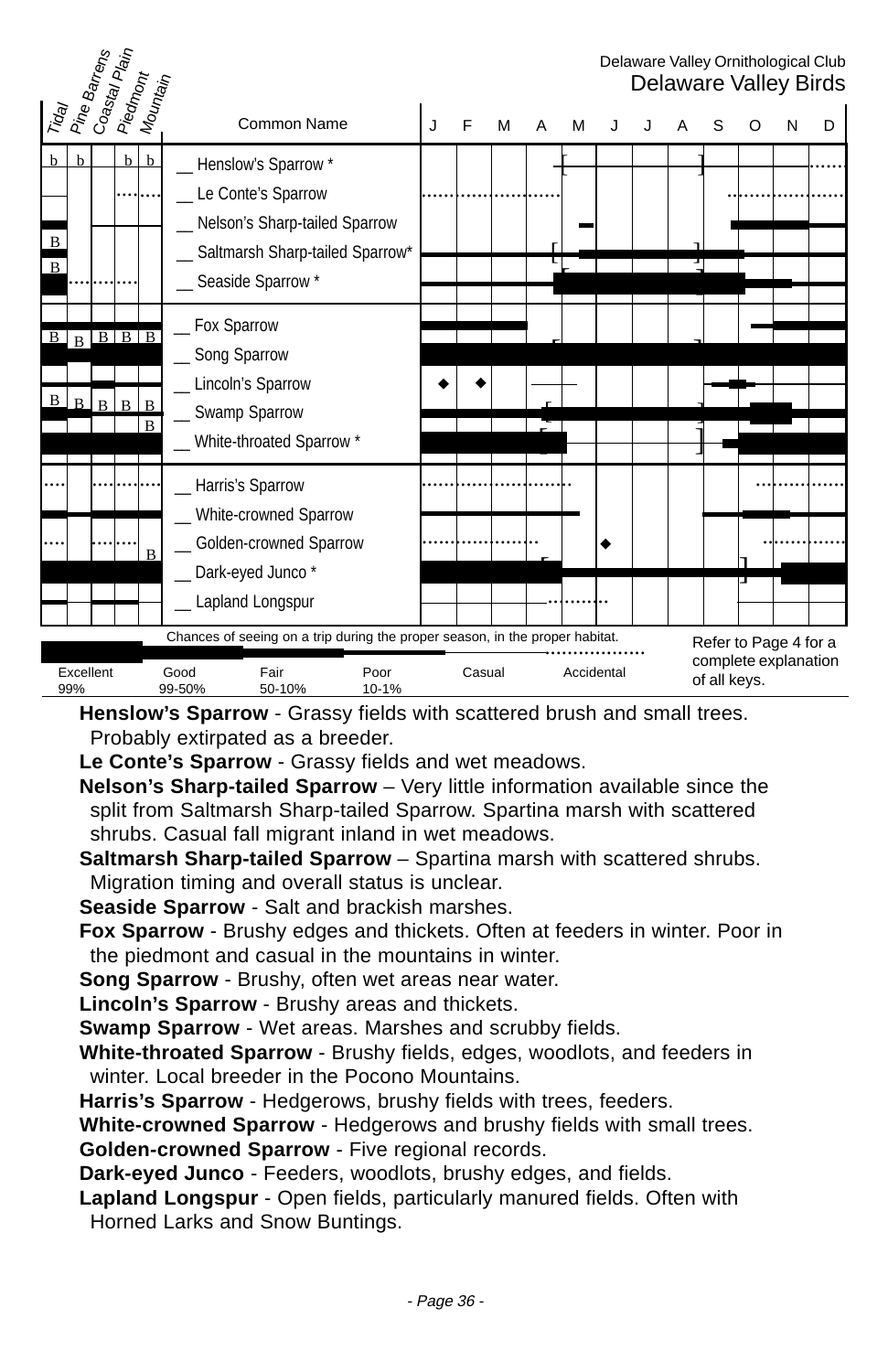Delaware Valley Ornithological Club
Delaware Valley Birds

| Tidal | Pine Barrens | Coastal Plain | Piedmont | Mountain | Common Name |
|---|---|---|---|---|---|
| b | b | | b | b | __ Henslow's Sparrow * |
| | | | | | __ Le Conte's Sparrow |
| | | | | | __ Nelson's Sharp-tailed Sparrow |
| B | | | | | __ Saltmarsh Sharp-tailed Sparrow* |
| B | | | | | __ Seaside Sparrow * |
| | | | | | __ Fox Sparrow |
| B | B | B | B | B | __ Song Sparrow |
| | | | | | __ Lincoln's Sparrow |
| B | B | B | B | B | __ Swamp Sparrow |
| | | | | B | __ White-throated Sparrow * |
| | | | | | __ Harris's Sparrow |
| | | | | | __ White-crowned Sparrow |
| | | | | B | __ Golden-crowned Sparrow |
| | | | | | __ Dark-eyed Junco * |
| | | | | | __ Lapland Longspur |

Chances of seeing on a trip during the proper season, in the proper habitat.

| Excellent 99% | Good 99-50% | Fair 50-10% | Poor 10-1% | Casual | Accidental |
|---|---|---|---|---|---|

Refer to Page 4 for a complete explanation of all keys.

**Henslow's Sparrow** - Grassy fields with scattered brush and small trees. Probably extirpated as a breeder.

**Le Conte's Sparrow** - Grassy fields and wet meadows.

**Nelson's Sharp-tailed Sparrow** – Very little information available since the split from Saltmarsh Sharp-tailed Sparrow. Spartina marsh with scattered shrubs. Casual fall migrant inland in wet meadows.

**Saltmarsh Sharp-tailed Sparrow** – Spartina marsh with scattered shrubs. Migration timing and overall status is unclear.

**Seaside Sparrow** - Salt and brackish marshes.

**Fox Sparrow** - Brushy edges and thickets. Often at feeders in winter. Poor in the piedmont and casual in the mountains in winter.

**Song Sparrow** - Brushy, often wet areas near water.

**Lincoln's Sparrow** - Brushy areas and thickets.

**Swamp Sparrow** - Wet areas. Marshes and scrubby fields.

**White-throated Sparrow** - Brushy fields, edges, woodlots, and feeders in winter. Local breeder in the Pocono Mountains.

**Harris's Sparrow** - Hedgerows, brushy fields with trees, feeders.

**White-crowned Sparrow** - Hedgerows and brushy fields with small trees.

**Golden-crowned Sparrow** - Five regional records.

**Dark-eyed Junco** - Feeders, woodlots, brushy edges, and fields.

**Lapland Longspur** - Open fields, particularly manured fields. Often with Horned Larks and Snow Buntings.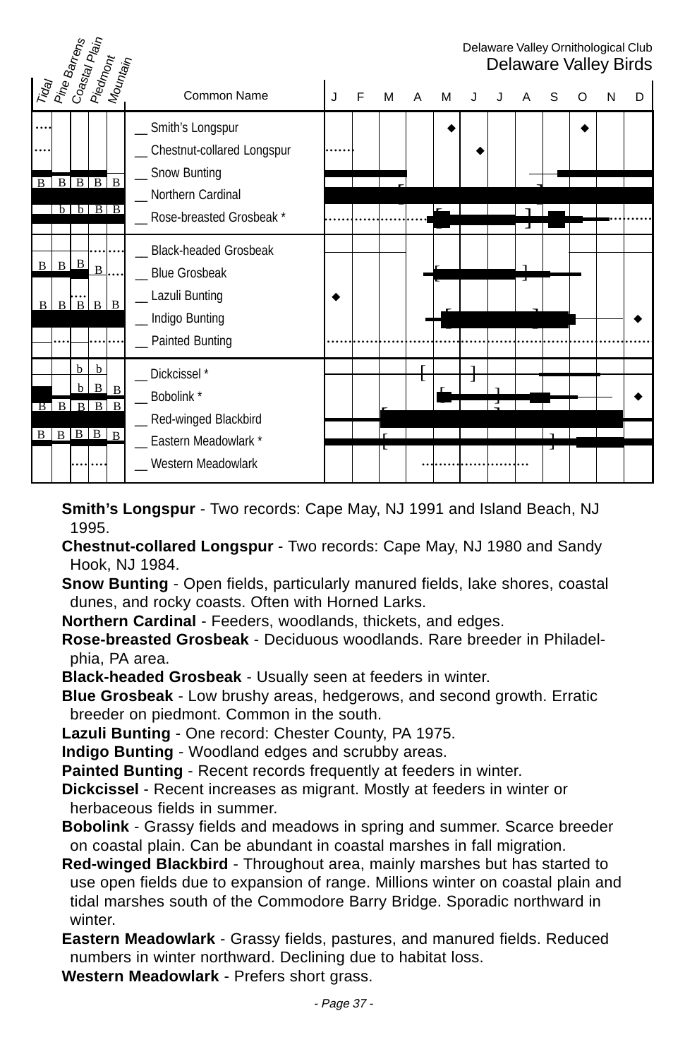| Tidal | Pine Barrens | Coastal Plain | Piedmont | Mountain | Common Name | J | F | M | A | M | J | J | A | S | O | N | D |
|---|---|---|---|---|---|---|---|---|---|---|---|---|---|---|---|---|---|
| | | | | | __ Smith's Longspur | | | | | | | | | | | | |
| | | | | | __ Chestnut-collared Longspur | | | | | | | | | | | | |
| | | | | | __ Snow Bunting | | | | | | | | | | | | |
| B | B | B | B | B | __ Northern Cardinal | | | | | | | | | | | | |
| | b | b | B | B | __ Rose-breasted Grosbeak * | | | | | | | | | | | | |
| | | | | | __ Black-headed Grosbeak | | | | | | | | | | | | |
| B | B | B | B | | __ Blue Grosbeak | | | | | | | | | | | | |
| | | | | | __ Lazuli Bunting | | | | | | | | | | | | |
| B | B | B | B | B | __ Indigo Bunting | | | | | | | | | | | | |
| | | | | | __ Painted Bunting | | | | | | | | | | | | |
| | | b | b | | __ Dickcissel * | | | | | | | | | | | | |
| | | b | B | B | __ Bobolink * | | | | | | | | | | | | |
| B | B | B | B | B | __ Red-winged Blackbird | | | | | | | | | | | | |
| B | B | B | B | B | __ Eastern Meadowlark * | | | | | | | | | | | | |
| | | | | | __ Western Meadowlark | | | | | | | | | | | | |

**Smith's Longspur** - Two records: Cape May, NJ 1991 and Island Beach, NJ 1995.

**Chestnut-collared Longspur** - Two records: Cape May, NJ 1980 and Sandy Hook, NJ 1984.

**Snow Bunting** - Open fields, particularly manured fields, lake shores, coastal dunes, and rocky coasts. Often with Horned Larks.

**Northern Cardinal** - Feeders, woodlands, thickets, and edges.

**Rose-breasted Grosbeak** - Deciduous woodlands. Rare breeder in Philadelphia, PA area.

**Black-headed Grosbeak** - Usually seen at feeders in winter.

**Blue Grosbeak** - Low brushy areas, hedgerows, and second growth. Erratic breeder on piedmont. Common in the south.

**Lazuli Bunting** - One record: Chester County, PA 1975.

**Indigo Bunting** - Woodland edges and scrubby areas.

**Painted Bunting** - Recent records frequently at feeders in winter.

**Dickcissel** - Recent increases as migrant. Mostly at feeders in winter or herbaceous fields in summer.

**Bobolink** - Grassy fields and meadows in spring and summer. Scarce breeder on coastal plain. Can be abundant in coastal marshes in fall migration.

**Red-winged Blackbird** - Throughout area, mainly marshes but has started to use open fields due to expansion of range. Millions winter on coastal plain and tidal marshes south of the Commodore Barry Bridge. Sporadic northward in winter.

**Eastern Meadowlark** - Grassy fields, pastures, and manured fields. Reduced numbers in winter northward. Declining due to habitat loss.

**Western Meadowlark** - Prefers short grass.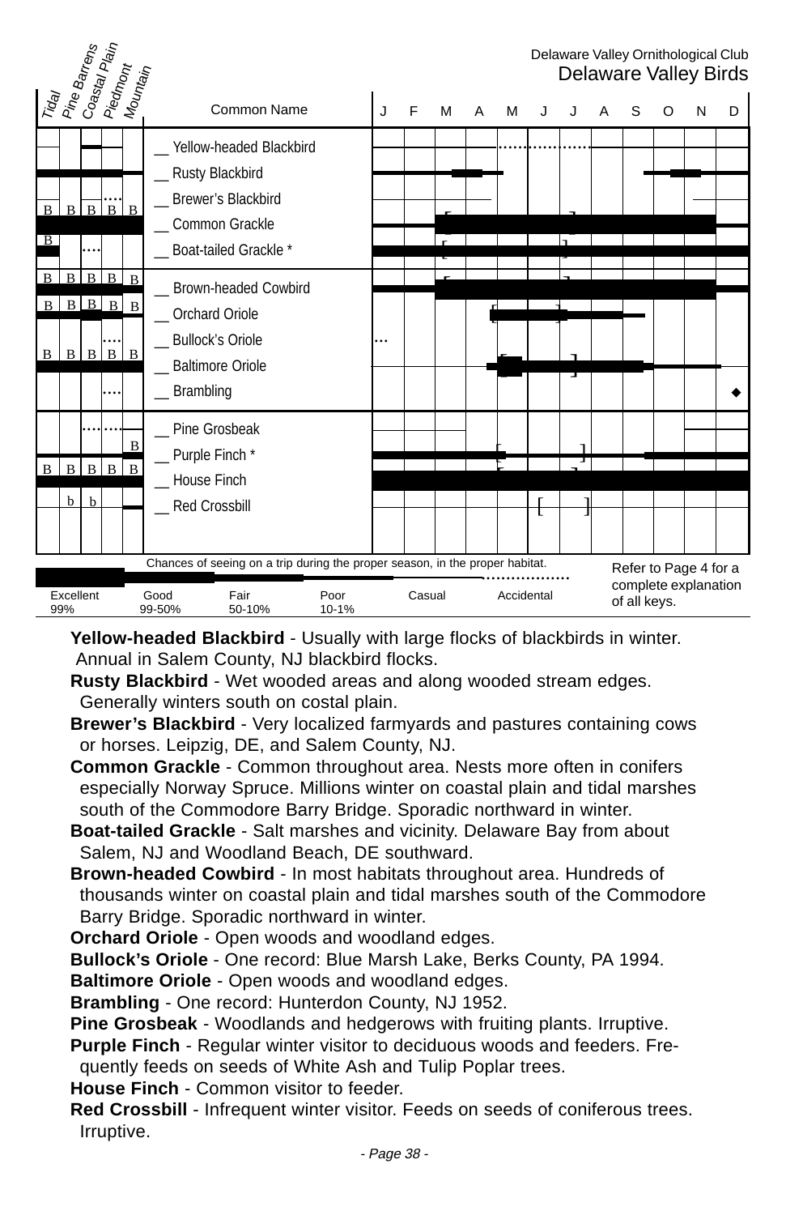Delaware Valley Ornithological Club
Delaware Valley Birds

| Tidal | Pine Barrens | Coastal Plain | Piedmont | Mountain | Common Name |
|---|---|---|---|---|---|
| | | | | | __ Yellow-headed Blackbird |
| | | | | | __ Rusty Blackbird |
| | | | | | __ Brewer's Blackbird |
| B | B | B | B | B | __ Common Grackle |
| B | | | | | __ Boat-tailed Grackle * |
| B | B | B | B | B | __ Brown-headed Cowbird |
| B | B | B | B | B | __ Orchard Oriole |
| | | | | | __ Bullock's Oriole |
| B | B | B | B | B | __ Baltimore Oriole |
| | | | | | __ Brambling |
| | | | | | __ Pine Grosbeak |
| | | | | B | __ Purple Finch * |
| B | B | B | B | B | __ House Finch |
| | b | b | | | __ Red Crossbill |

Chances of seeing on a trip during the proper season, in the proper habitat.

Excellent 99% | Good 99-50% | Fair 50-10% | Poor 10-1% | Casual | Accidental

Refer to Page 4 for a complete explanation of all keys.

**Yellow-headed Blackbird** - Usually with large flocks of blackbirds in winter. Annual in Salem County, NJ blackbird flocks.

**Rusty Blackbird** - Wet wooded areas and along wooded stream edges. Generally winters south on costal plain.

**Brewer's Blackbird** - Very localized farmyards and pastures containing cows or horses. Leipzig, DE, and Salem County, NJ.

**Common Grackle** - Common throughout area. Nests more often in conifers especially Norway Spruce. Millions winter on coastal plain and tidal marshes south of the Commodore Barry Bridge. Sporadic northward in winter.

**Boat-tailed Grackle** - Salt marshes and vicinity. Delaware Bay from about Salem, NJ and Woodland Beach, DE southward.

**Brown-headed Cowbird** - In most habitats throughout area. Hundreds of thousands winter on coastal plain and tidal marshes south of the Commodore Barry Bridge. Sporadic northward in winter.

**Orchard Oriole** - Open woods and woodland edges.

**Bullock's Oriole** - One record: Blue Marsh Lake, Berks County, PA 1994.

**Baltimore Oriole** - Open woods and woodland edges.

**Brambling** - One record: Hunterdon County, NJ 1952.

**Pine Grosbeak** - Woodlands and hedgerows with fruiting plants. Irruptive.

**Purple Finch** - Regular winter visitor to deciduous woods and feeders. Frequently feeds on seeds of White Ash and Tulip Poplar trees.

**House Finch** - Common visitor to feeder.

**Red Crossbill** - Infrequent winter visitor. Feeds on seeds of coniferous trees. Irruptive.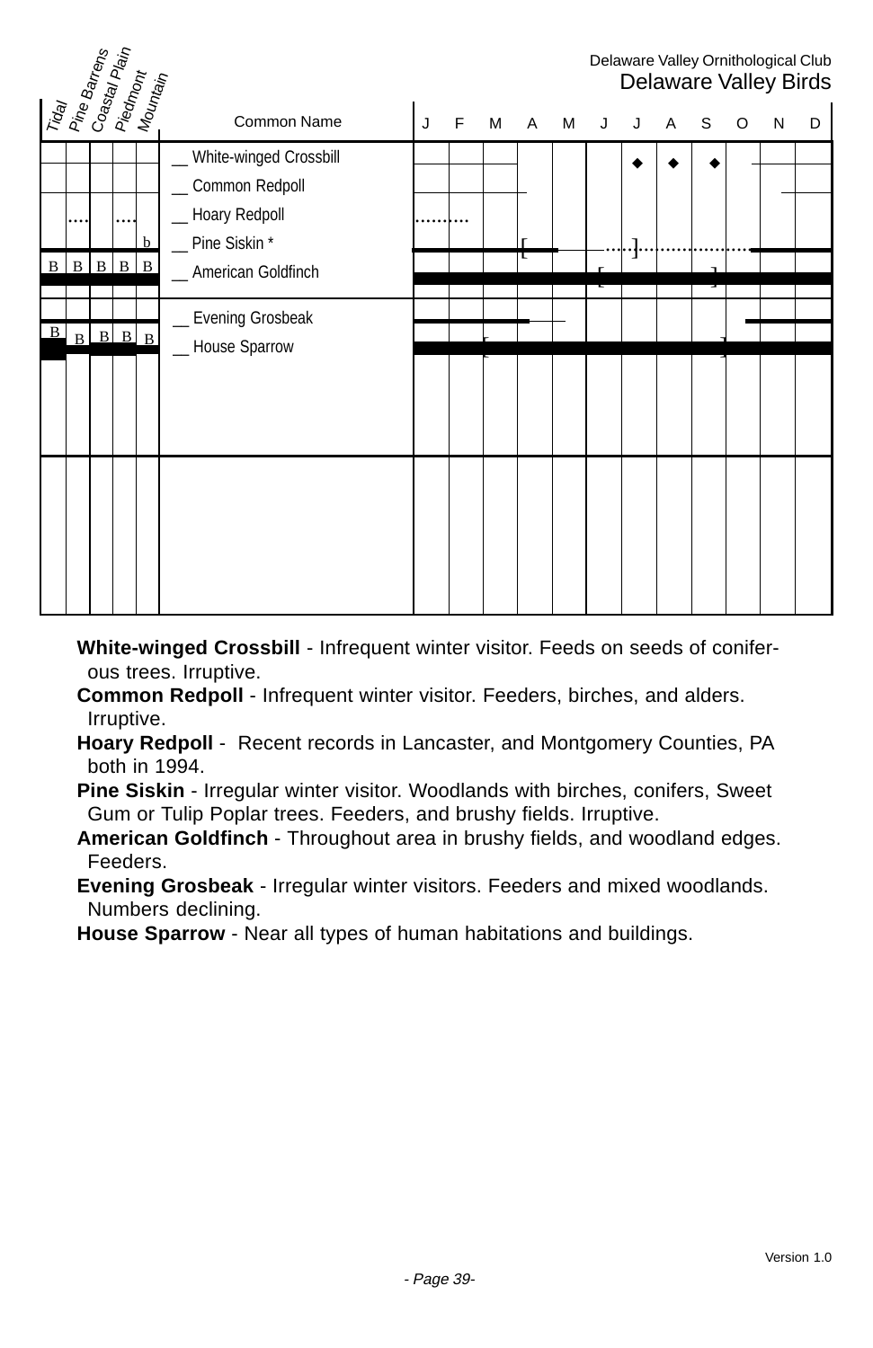Delaware Valley Ornithological Club

# Delaware Valley Birds

| Tidal | Pine Barrens | Coastal Plain | Piedmont | Mountain | Common Name | J | F | M | A | M | J | J | A | S | O | N | D |
|---|---|---|---|---|---|---|---|---|---|---|---|---|---|---|---|---|---|
| | | | | | __ White-winged Crossbill | | | | | | | ◆ | ◆ | ◆ | | | |
| | | | | | __ Common Redpoll | | | | | | | | | | | | |
| | .... | | .... | | __ Hoary Redpoll | | | | | | | | | | | | |
| | | | | b | __ Pine Siskin * | | | | [ | | | ] | | | | | |
| B | B | B | B | B | __ American Goldfinch | | | | | | [ | | | ] | | | |
| | | | | | __ Evening Grosbeak | | | | | | | | | | | | |
| B | B | B | B | B | __ House Sparrow | | | [ | | | | | | ] | | | |

**White-winged Crossbill** - Infrequent winter visitor. Feeds on seeds of coniferous trees. Irruptive.

**Common Redpoll** - Infrequent winter visitor. Feeders, birches, and alders. Irruptive.

**Hoary Redpoll** - Recent records in Lancaster, and Montgomery Counties, PA both in 1994.

**Pine Siskin** - Irregular winter visitor. Woodlands with birches, conifers, Sweet Gum or Tulip Poplar trees. Feeders, and brushy fields. Irruptive.

**American Goldfinch** - Throughout area in brushy fields, and woodland edges. Feeders.

**Evening Grosbeak** - Irregular winter visitors. Feeders and mixed woodlands. Numbers declining.

**House Sparrow** - Near all types of human habitations and buildings.

Version 1.0